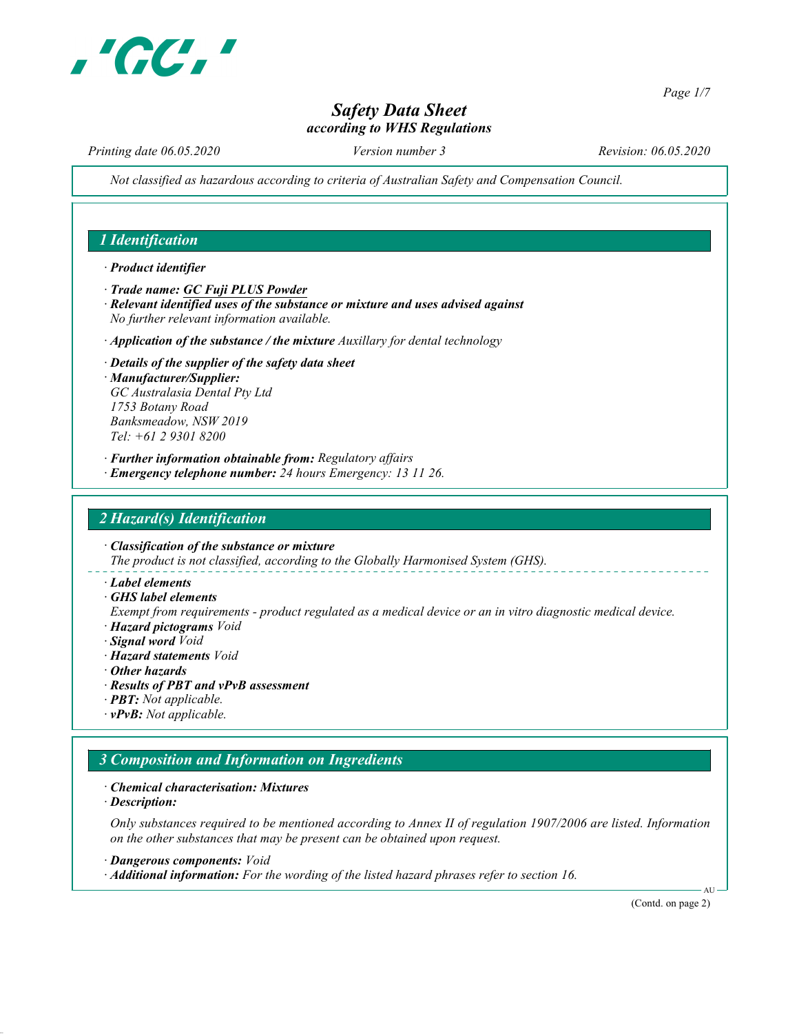# Safety Data Sheet
*according to WHS Regulations*

Printing date 06.05.2020 | Version number 3 | Revision: 06.05.2020

*Not classified as hazardous according to criteria of Australian Safety and Compensation Council.*

## 1 Identification

· **Product identifier**

· **Trade name: GC Fuji PLUS Powder**

· **Relevant identified uses of the substance or mixture and uses advised against**
No further relevant information available.

· **Application of the substance / the mixture** Auxillary for dental technology

· **Details of the supplier of the safety data sheet**

· **Manufacturer/Supplier:**
GC Australasia Dental Pty Ltd
1753 Botany Road
Banksmeadow, NSW 2019
Tel: +61 2 9301 8200

· **Further information obtainable from:** Regulatory affairs

· **Emergency telephone number:** 24 hours Emergency: 13 11 26.

## 2 Hazard(s) Identification

· **Classification of the substance or mixture**
The product is not classified, according to the Globally Harmonised System (GHS).

· **Label elements**

· **GHS label elements**
Exempt from requirements - product regulated as a medical device or an in vitro diagnostic medical device.

· **Hazard pictograms** Void

· **Signal word** Void

· **Hazard statements** Void

· **Other hazards**

· **Results of PBT and vPvB assessment**

· **PBT:** Not applicable.

· **vPvB:** Not applicable.

## 3 Composition and Information on Ingredients

· **Chemical characterisation: Mixtures**

· **Description:**

Only substances required to be mentioned according to Annex II of regulation 1907/2006 are listed. Information on the other substances that may be present can be obtained upon request.

· **Dangerous components:** Void

· **Additional information:** For the wording of the listed hazard phrases refer to section 16.

(Contd. on page 2)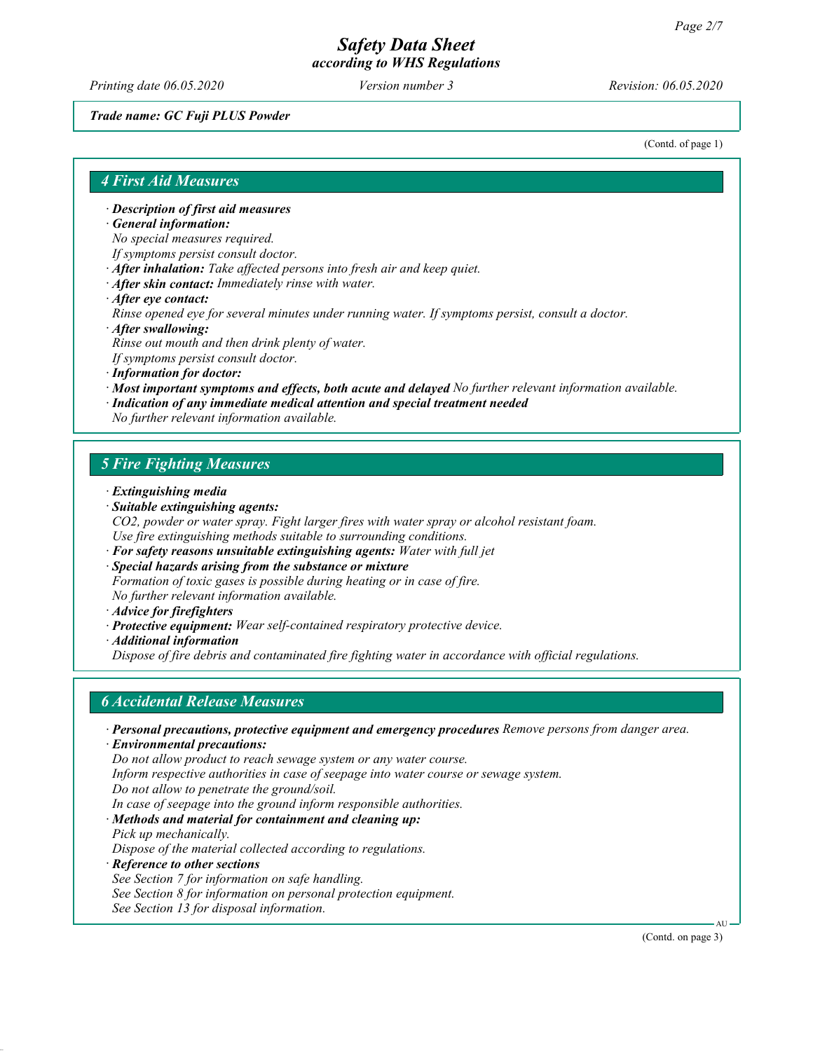(Contd. of page 1)

## 4 First Aid Measures

· ***Description of first aid measures***
· ***General information:***
*No special measures required.*
*If symptoms persist consult doctor.*
· ***After inhalation:*** *Take affected persons into fresh air and keep quiet.*
· ***After skin contact:*** *Immediately rinse with water.*
· ***After eye contact:***
*Rinse opened eye for several minutes under running water. If symptoms persist, consult a doctor.*
· ***After swallowing:***
*Rinse out mouth and then drink plenty of water.*
*If symptoms persist consult doctor.*
· ***Information for doctor:***
· ***Most important symptoms and effects, both acute and delayed*** *No further relevant information available.*
· ***Indication of any immediate medical attention and special treatment needed***
*No further relevant information available.*

## 5 Fire Fighting Measures

· ***Extinguishing media***
· ***Suitable extinguishing agents:***
*$CO_2$, powder or water spray. Fight larger fires with water spray or alcohol resistant foam.*
*Use fire extinguishing methods suitable to surrounding conditions.*
· ***For safety reasons unsuitable extinguishing agents:*** *Water with full jet*
· ***Special hazards arising from the substance or mixture***
*Formation of toxic gases is possible during heating or in case of fire.*
*No further relevant information available.*
· ***Advice for firefighters***
· ***Protective equipment:*** *Wear self-contained respiratory protective device.*
· ***Additional information***
*Dispose of fire debris and contaminated fire fighting water in accordance with official regulations.*

## 6 Accidental Release Measures

· ***Personal precautions, protective equipment and emergency procedures*** *Remove persons from danger area.*
· ***Environmental precautions:***
*Do not allow product to reach sewage system or any water course.*
*Inform respective authorities in case of seepage into water course or sewage system.*
*Do not allow to penetrate the ground/soil.*
*In case of seepage into the ground inform responsible authorities.*
· ***Methods and material for containment and cleaning up:***
*Pick up mechanically.*
*Dispose of the material collected according to regulations.*
· ***Reference to other sections***
*See Section 7 for information on safe handling.*
*See Section 8 for information on personal protection equipment.*
*See Section 13 for disposal information.*

(Contd. on page 3)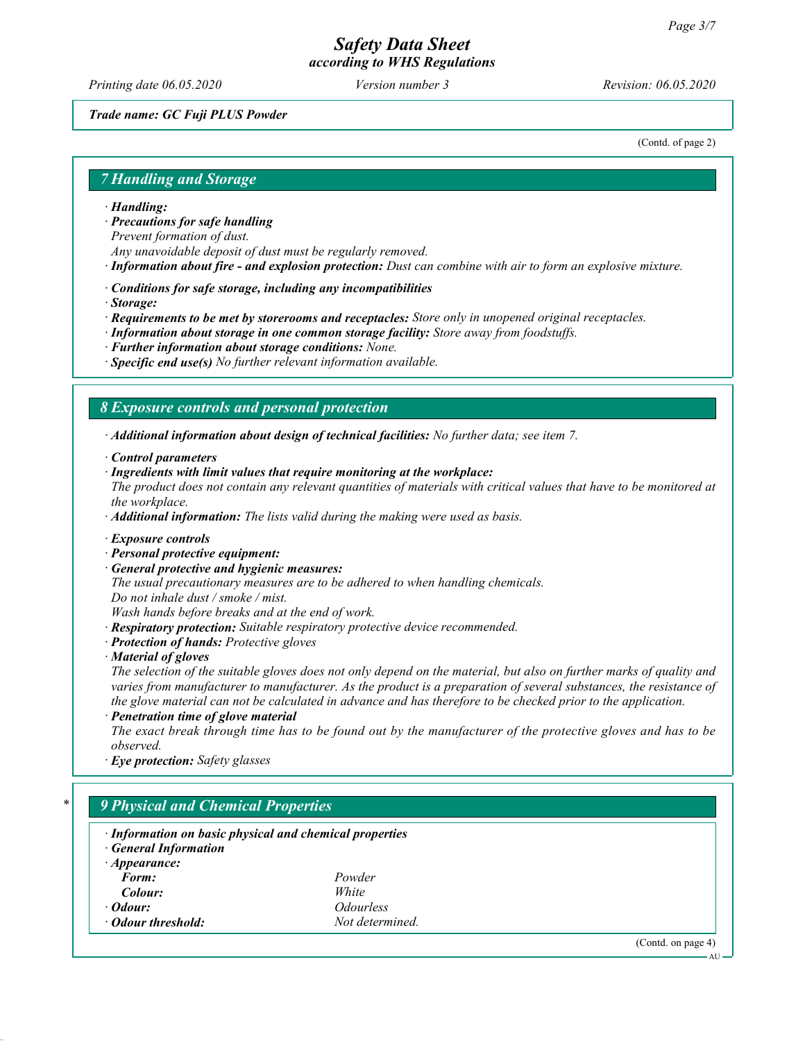*Trade name: GC Fuji PLUS Powder*

(Contd. of page 2)

## 7 Handling and Storage

· **Handling:**
· **Precautions for safe handling**
*Prevent formation of dust.*
*Any unavoidable deposit of dust must be regularly removed.*
· **Information about fire - and explosion protection:** *Dust can combine with air to form an explosive mixture.*

· **Conditions for safe storage, including any incompatibilities**
· **Storage:**
· **Requirements to be met by storerooms and receptacles:** *Store only in unopened original receptacles.*
· **Information about storage in one common storage facility:** *Store away from foodstuffs.*
· **Further information about storage conditions:** *None.*
· **Specific end use(s)** *No further relevant information available.*

## 8 Exposure controls and personal protection

· **Additional information about design of technical facilities:** *No further data; see item 7.*

· **Control parameters**
· **Ingredients with limit values that require monitoring at the workplace:**
*The product does not contain any relevant quantities of materials with critical values that have to be monitored at the workplace.*
· **Additional information:** *The lists valid during the making were used as basis.*

· **Exposure controls**
· **Personal protective equipment:**
· **General protective and hygienic measures:**
*The usual precautionary measures are to be adhered to when handling chemicals.*
*Do not inhale dust / smoke / mist.*
*Wash hands before breaks and at the end of work.*
· **Respiratory protection:** *Suitable respiratory protective device recommended.*
· **Protection of hands:** *Protective gloves*
· **Material of gloves**
*The selection of the suitable gloves does not only depend on the material, but also on further marks of quality and varies from manufacturer to manufacturer. As the product is a preparation of several substances, the resistance of the glove material can not be calculated in advance and has therefore to be checked prior to the application.*
· **Penetration time of glove material**
*The exact break through time has to be found out by the manufacturer of the protective gloves and has to be observed.*
· **Eye protection:** *Safety glasses*

## * 9 Physical and Chemical Properties

· **Information on basic physical and chemical properties**
· **General Information**
· **Appearance:**

| | |
|---|---|
| **Form:** | *Powder* |
| **Colour:** | *White* |
| · **Odour:** | *Odourless* |
| · **Odour threshold:** | *Not determined.* |

(Contd. on page 4)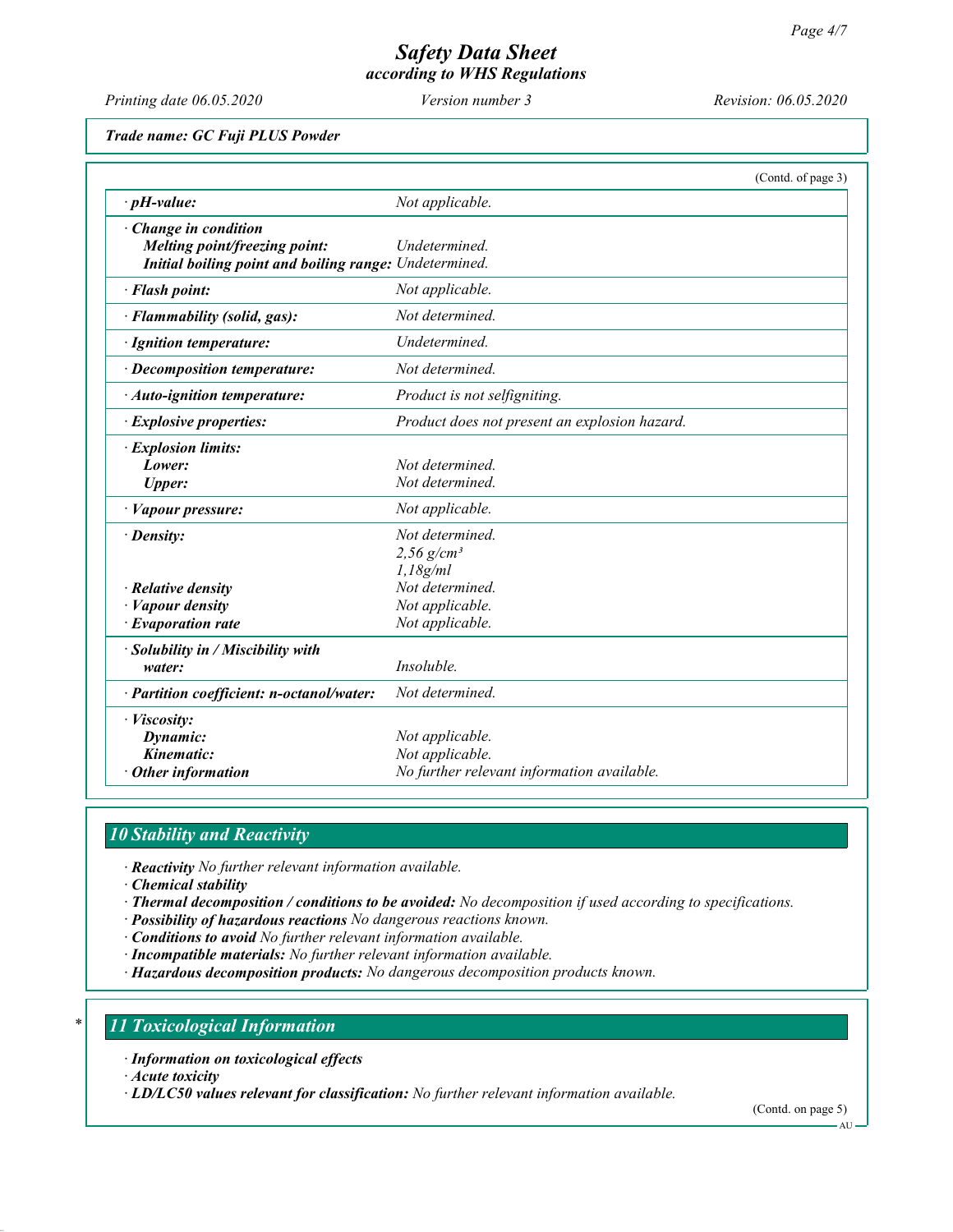*Trade name: GC Fuji PLUS Powder*

(Contd. of page 3)

| | |
|---|---|
| · ***pH-value:*** | *Not applicable.* |
| · ***Change in condition*** | |
| ***Melting point/freezing point:*** | *Undetermined.* |
| ***Initial boiling point and boiling range:*** | *Undetermined.* |
| · ***Flash point:*** | *Not applicable.* |
| · ***Flammability (solid, gas):*** | *Not determined.* |
| · ***Ignition temperature:*** | *Undetermined.* |
| · ***Decomposition temperature:*** | *Not determined.* |
| · ***Auto-ignition temperature:*** | *Product is not selfigniting.* |
| · ***Explosive properties:*** | *Product does not present an explosion hazard.* |
| · ***Explosion limits:*** | |
| ***Lower:*** | *Not determined.* |
| ***Upper:*** | *Not determined.* |
| · ***Vapour pressure:*** | *Not applicable.* |
| · ***Density:*** | *Not determined.* |
| | *2,56 g/cm³* |
| | *1,18g/ml* |
| · ***Relative density*** | *Not determined.* |
| · ***Vapour density*** | *Not applicable.* |
| · ***Evaporation rate*** | *Not applicable.* |
| · ***Solubility in / Miscibility with water:*** | *Insoluble.* |
| · ***Partition coefficient: n-octanol/water:*** | *Not determined.* |
| · ***Viscosity:*** | |
| ***Dynamic:*** | *Not applicable.* |
| ***Kinematic:*** | *Not applicable.* |
| · ***Other information*** | *No further relevant information available.* |

## *10 Stability and Reactivity*

· ***Reactivity*** *No further relevant information available.*
· ***Chemical stability***
· ***Thermal decomposition / conditions to be avoided:*** *No decomposition if used according to specifications.*
· ***Possibility of hazardous reactions*** *No dangerous reactions known.*
· ***Conditions to avoid*** *No further relevant information available.*
· ***Incompatible materials:*** *No further relevant information available.*
· ***Hazardous decomposition products:*** *No dangerous decomposition products known.*

## * *11 Toxicological Information*

· ***Information on toxicological effects***
· ***Acute toxicity***
· ***LD/LC50 values relevant for classification:*** *No further relevant information available.*

(Contd. on page 5)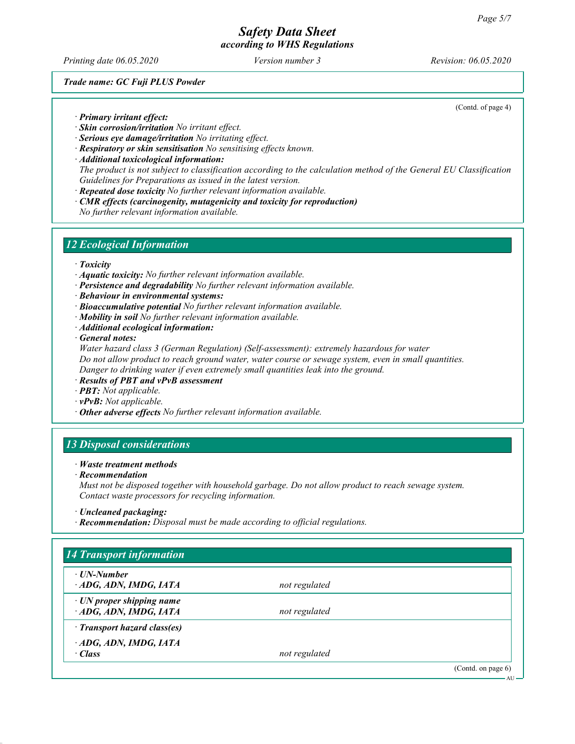(Contd. of page 4)

· ***Primary irritant effect:***
· ***Skin corrosion/irritation*** *No irritant effect.*
· ***Serious eye damage/irritation*** *No irritating effect.*
· ***Respiratory or skin sensitisation*** *No sensitising effects known.*
· ***Additional toxicological information:***
*The product is not subject to classification according to the calculation method of the General EU Classification Guidelines for Preparations as issued in the latest version.*
· ***Repeated dose toxicity*** *No further relevant information available.*
· ***CMR effects (carcinogenity, mutagenicity and toxicity for reproduction)***
*No further relevant information available.*

## 12 Ecological Information

· ***Toxicity***
· ***Aquatic toxicity:*** *No further relevant information available.*
· ***Persistence and degradability*** *No further relevant information available.*
· ***Behaviour in environmental systems:***
· ***Bioaccumulative potential*** *No further relevant information available.*
· ***Mobility in soil*** *No further relevant information available.*
· ***Additional ecological information:***
· ***General notes:***
*Water hazard class 3 (German Regulation) (Self-assessment): extremely hazardous for water*
*Do not allow product to reach ground water, water course or sewage system, even in small quantities.*
*Danger to drinking water if even extremely small quantities leak into the ground.*
· ***Results of PBT and vPvB assessment***
· ***PBT:*** *Not applicable.*
· ***vPvB:*** *Not applicable.*
· ***Other adverse effects*** *No further relevant information available.*

## 13 Disposal considerations

· ***Waste treatment methods***
· ***Recommendation***
*Must not be disposed together with household garbage. Do not allow product to reach sewage system.*
*Contact waste processors for recycling information.*

· ***Uncleaned packaging:***
· ***Recommendation:*** *Disposal must be made according to official regulations.*

## 14 Transport information

| | |
|---|---|
| · ***UN-Number*** · ***ADG, ADN, IMDG, IATA*** | *not regulated* |
| · ***UN proper shipping name*** · ***ADG, ADN, IMDG, IATA*** | *not regulated* |
| · ***Transport hazard class(es)*** | |
| · ***ADG, ADN, IMDG, IATA*** · ***Class*** | *not regulated* |

(Contd. on page 6)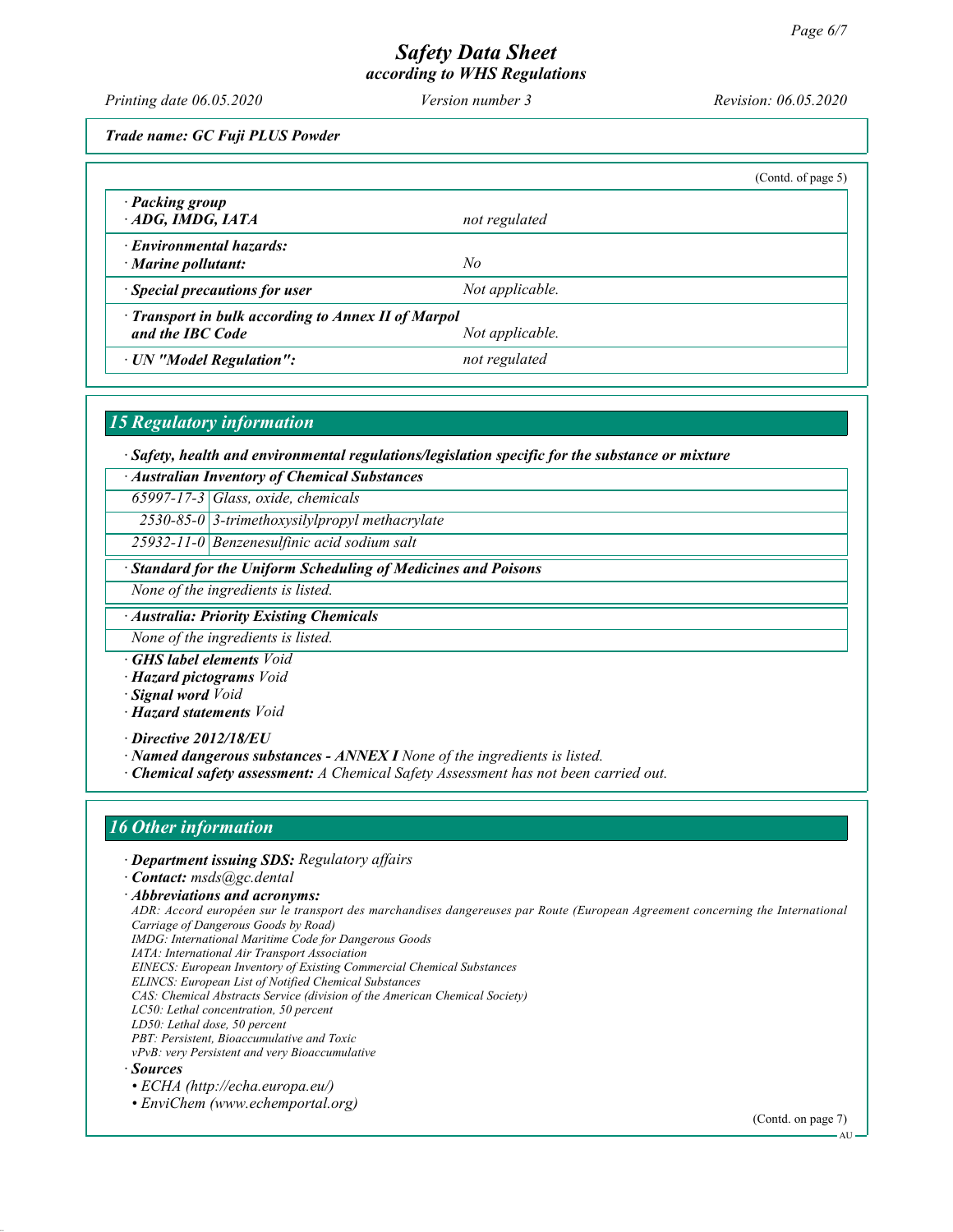*Trade name: GC Fuji PLUS Powder*

(Contd. of page 5)

| | |
|---|---|
| · ***Packing group*** · ***ADG, IMDG, IATA*** | *not regulated* |
| · ***Environmental hazards:*** · ***Marine pollutant:*** | *No* |
| · ***Special precautions for user*** | *Not applicable.* |
| · ***Transport in bulk according to Annex II of Marpol and the IBC Code*** | *Not applicable.* |
| · ***UN "Model Regulation":*** | *not regulated* |

## *15 Regulatory information*

· ***Safety, health and environmental regulations/legislation specific for the substance or mixture***

· ***Australian Inventory of Chemical Substances***

| | |
|---|---|
| *65997-17-3* | *Glass, oxide, chemicals* |
| *2530-85-0* | *3-trimethoxysilylpropyl methacrylate* |
| *25932-11-0* | *Benzenesulfinic acid sodium salt* |

· ***Standard for the Uniform Scheduling of Medicines and Poisons***

*None of the ingredients is listed.*

· ***Australia: Priority Existing Chemicals***

*None of the ingredients is listed.*

· ***GHS label elements*** *Void*
· ***Hazard pictograms*** *Void*
· ***Signal word*** *Void*
· ***Hazard statements*** *Void*

· ***Directive 2012/18/EU***
· ***Named dangerous substances - ANNEX I*** *None of the ingredients is listed.*
· ***Chemical safety assessment:*** *A Chemical Safety Assessment has not been carried out.*

## *16 Other information*

· ***Department issuing SDS:*** *Regulatory affairs*
· ***Contact:*** *msds@gc.dental*
· ***Abbreviations and acronyms:***
*ADR: Accord européen sur le transport des marchandises dangereuses par Route (European Agreement concerning the International Carriage of Dangerous Goods by Road)*
*IMDG: International Maritime Code for Dangerous Goods*
*IATA: International Air Transport Association*
*EINECS: European Inventory of Existing Commercial Chemical Substances*
*ELINCS: European List of Notified Chemical Substances*
*CAS: Chemical Abstracts Service (division of the American Chemical Society)*
*LC50: Lethal concentration, 50 percent*
*LD50: Lethal dose, 50 percent*
*PBT: Persistent, Bioaccumulative and Toxic*
*vPvB: very Persistent and very Bioaccumulative*

· ***Sources***
- *ECHA (http://echa.europa.eu/)*
- *EnviChem (www.echemportal.org)*

(Contd. on page 7)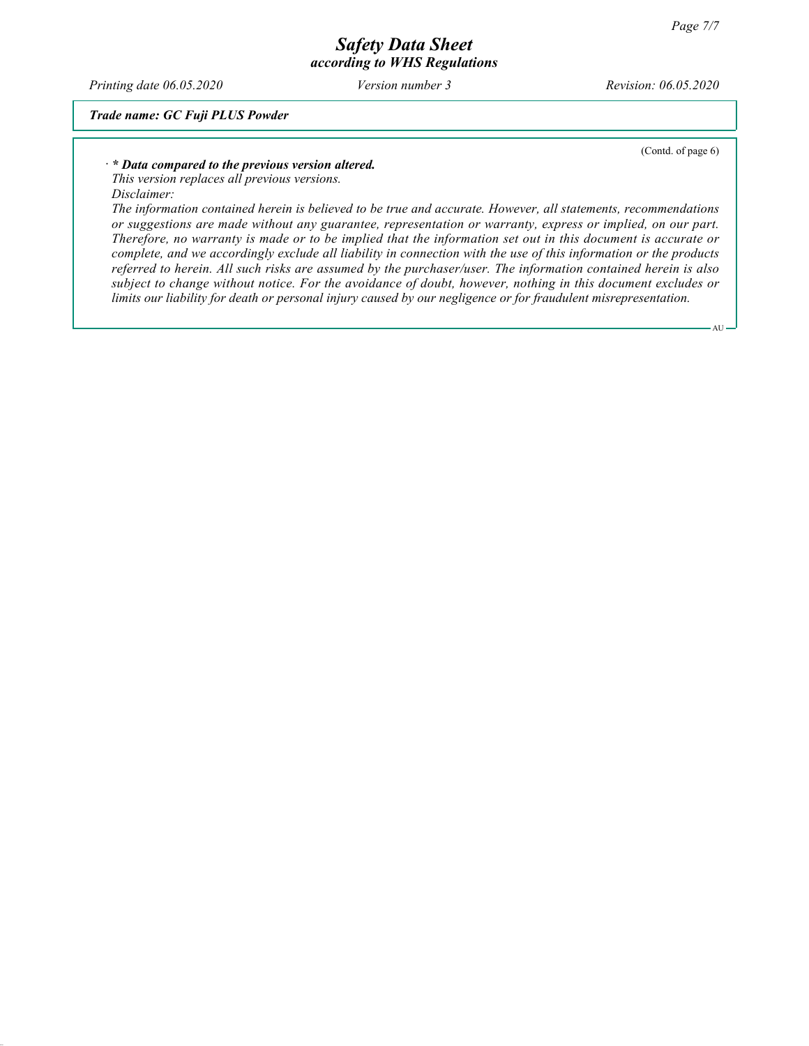(Contd. of page 6)

· *** Data compared to the previous version altered.**

*This version replaces all previous versions.*

*Disclaimer:*

*The information contained herein is believed to be true and accurate. However, all statements, recommendations or suggestions are made without any guarantee, representation or warranty, express or implied, on our part. Therefore, no warranty is made or to be implied that the information set out in this document is accurate or complete, and we accordingly exclude all liability in connection with the use of this information or the products referred to herein. All such risks are assumed by the purchaser/user. The information contained herein is also subject to change without notice. For the avoidance of doubt, however, nothing in this document excludes or limits our liability for death or personal injury caused by our negligence or for fraudulent misrepresentation.*

AU